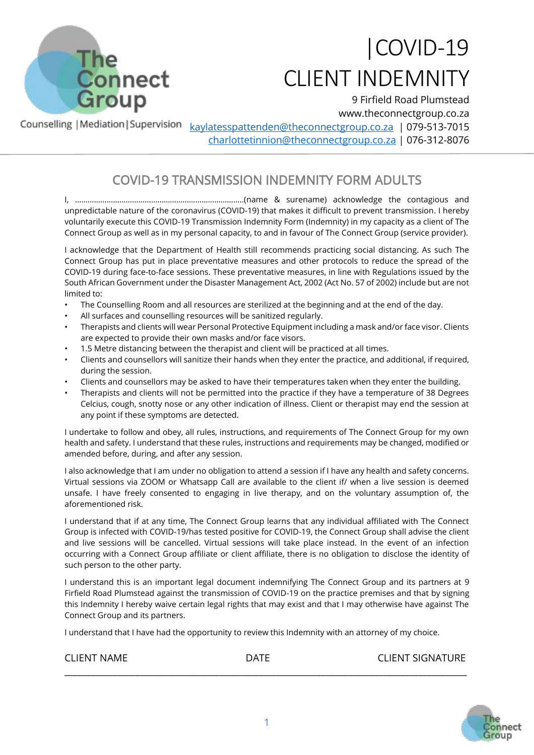# |COVID-19 CLIENT INDEMNITY

The Connect Group

Counselling | Mediation | Supervision

9 Firfield Road Plumstead
www.theconnectgroup.co.za
kaylatesspattenden@theconnectgroup.co.za | 079-513-7015
charlottetinnion@theconnectgroup.co.za | 076-312-8076

## COVID-19 TRANSMISSION INDEMNITY FORM ADULTS

I, ..............................................................................(name & surename) acknowledge the contagious and unpredictable nature of the coronavirus (COVID-19) that makes it difficult to prevent transmission. I hereby voluntarily execute this COVID-19 Transmission Indemnity Form (Indemnity) in my capacity as a client of The Connect Group as well as in my personal capacity, to and in favour of The Connect Group (service provider).

I acknowledge that the Department of Health still recommends practicing social distancing. As such The Connect Group has put in place preventative measures and other protocols to reduce the spread of the COVID-19 during face-to-face sessions. These preventative measures, in line with Regulations issued by the South African Government under the Disaster Management Act, 2002 (Act No. 57 of 2002) include but are not limited to:

- The Counselling Room and all resources are sterilized at the beginning and at the end of the day.
- All surfaces and counselling resources will be sanitized regularly.
- Therapists and clients will wear Personal Protective Equipment including a mask and/or face visor. Clients are expected to provide their own masks and/or face visors.
- 1.5 Metre distancing between the therapist and client will be practiced at all times.
- Clients and counsellors will sanitize their hands when they enter the practice, and additional, if required, during the session.
- Clients and counsellors may be asked to have their temperatures taken when they enter the building.
- Therapists and clients will not be permitted into the practice if they have a temperature of 38 Degrees Celcius, cough, snotty nose or any other indication of illness. Client or therapist may end the session at any point if these symptoms are detected.

I undertake to follow and obey, all rules, instructions, and requirements of The Connect Group for my own health and safety. I understand that these rules, instructions and requirements may be changed, modified or amended before, during, and after any session.

I also acknowledge that I am under no obligation to attend a session if I have any health and safety concerns. Virtual sessions via ZOOM or Whatsapp Call are available to the client if/ when a live session is deemed unsafe. I have freely consented to engaging in live therapy, and on the voluntary assumption of, the aforementioned risk.

I understand that if at any time, The Connect Group learns that any individual affiliated with The Connect Group is infected with COVID-19/has tested positive for COVID-19, the Connect Group shall advise the client and live sessions will be cancelled. Virtual sessions will take place instead. In the event of an infection occurring with a Connect Group affiliate or client affiliate, there is no obligation to disclose the identity of such person to the other party.

I understand this is an important legal document indemnifying The Connect Group and its partners at 9 Firfield Road Plumstead against the transmission of COVID-19 on the practice premises and that by signing this Indemnity I hereby waive certain legal rights that may exist and that I may otherwise have against The Connect Group and its partners.

I understand that I have had the opportunity to review this Indemnity with an attorney of my choice.

CLIENT NAME                    DATE                    CLIENT SIGNATURE

_______________________________________________________________________________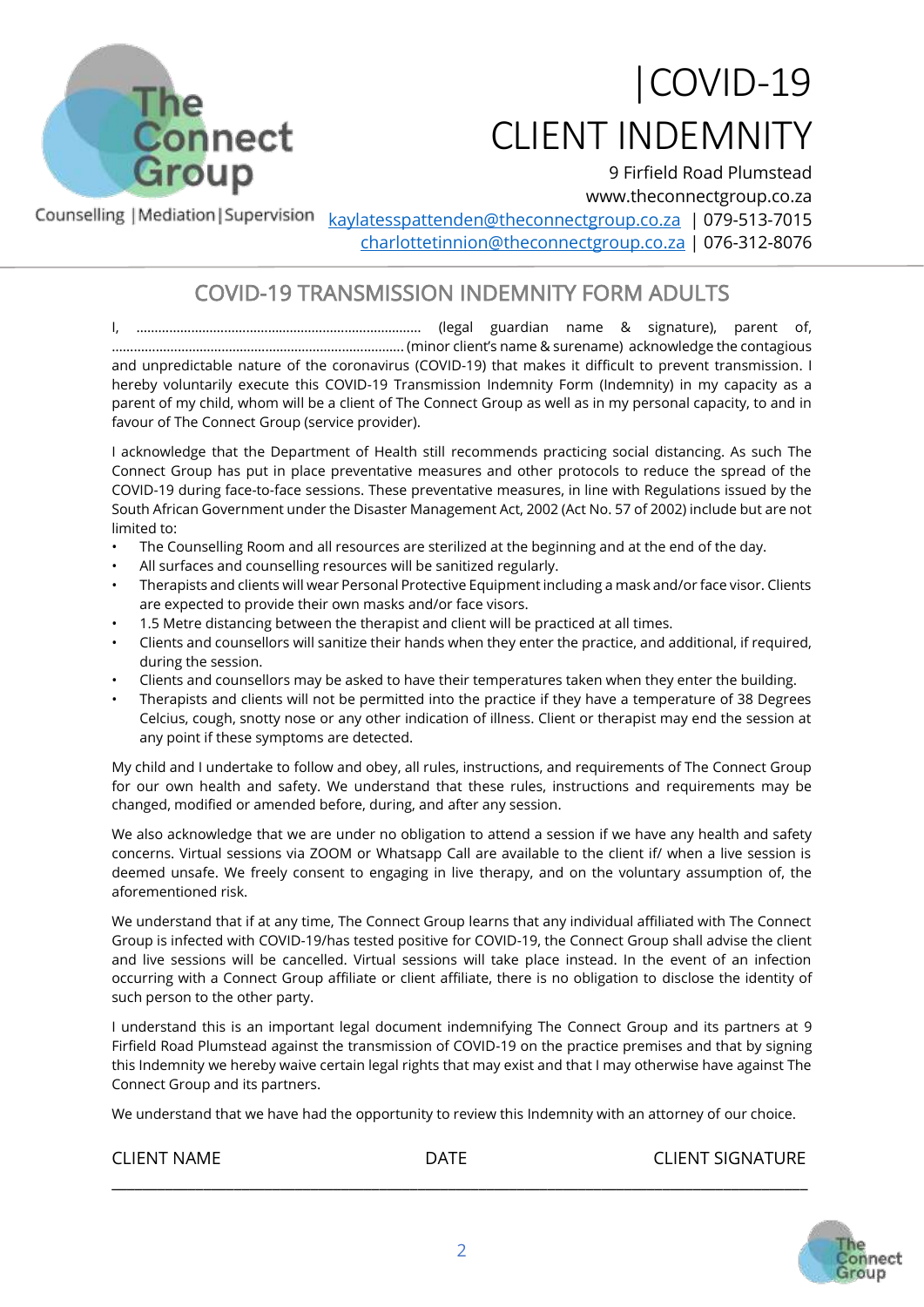# |COVID-19 CLIENT INDEMNITY

9 Firfield Road Plumstead
www.theconnectgroup.co.za
kaylatesspattenden@theconnectgroup.co.za | 079-513-7015
charlottetinnion@theconnectgroup.co.za | 076-312-8076

Counselling | Mediation | Supervision

## COVID-19 TRANSMISSION INDEMNITY FORM ADULTS

I, ............................................................................ (legal guardian name & signature), parent of, ............................................................................... (minor client's name & surename) acknowledge the contagious and unpredictable nature of the coronavirus (COVID-19) that makes it difficult to prevent transmission. I hereby voluntarily execute this COVID-19 Transmission Indemnity Form (Indemnity) in my capacity as a parent of my child, whom will be a client of The Connect Group as well as in my personal capacity, to and in favour of The Connect Group (service provider).

I acknowledge that the Department of Health still recommends practicing social distancing. As such The Connect Group has put in place preventative measures and other protocols to reduce the spread of the COVID-19 during face-to-face sessions. These preventative measures, in line with Regulations issued by the South African Government under the Disaster Management Act, 2002 (Act No. 57 of 2002) include but are not limited to:

- The Counselling Room and all resources are sterilized at the beginning and at the end of the day.
- All surfaces and counselling resources will be sanitized regularly.
- Therapists and clients will wear Personal Protective Equipment including a mask and/or face visor. Clients are expected to provide their own masks and/or face visors.
- 1.5 Metre distancing between the therapist and client will be practiced at all times.
- Clients and counsellors will sanitize their hands when they enter the practice, and additional, if required, during the session.
- Clients and counsellors may be asked to have their temperatures taken when they enter the building.
- Therapists and clients will not be permitted into the practice if they have a temperature of 38 Degrees Celcius, cough, snotty nose or any other indication of illness. Client or therapist may end the session at any point if these symptoms are detected.

My child and I undertake to follow and obey, all rules, instructions, and requirements of The Connect Group for our own health and safety. We understand that these rules, instructions and requirements may be changed, modified or amended before, during, and after any session.

We also acknowledge that we are under no obligation to attend a session if we have any health and safety concerns. Virtual sessions via ZOOM or Whatsapp Call are available to the client if/ when a live session is deemed unsafe. We freely consent to engaging in live therapy, and on the voluntary assumption of, the aforementioned risk.

We understand that if at any time, The Connect Group learns that any individual affiliated with The Connect Group is infected with COVID-19/has tested positive for COVID-19, the Connect Group shall advise the client and live sessions will be cancelled. Virtual sessions will take place instead. In the event of an infection occurring with a Connect Group affiliate or client affiliate, there is no obligation to disclose the identity of such person to the other party.

I understand this is an important legal document indemnifying The Connect Group and its partners at 9 Firfield Road Plumstead against the transmission of COVID-19 on the practice premises and that by signing this Indemnity we hereby waive certain legal rights that may exist and that I may otherwise have against The Connect Group and its partners.

We understand that we have had the opportunity to review this Indemnity with an attorney of our choice.

CLIENT NAME DATE CLIENT SIGNATURE

_______________________________________________________________________________